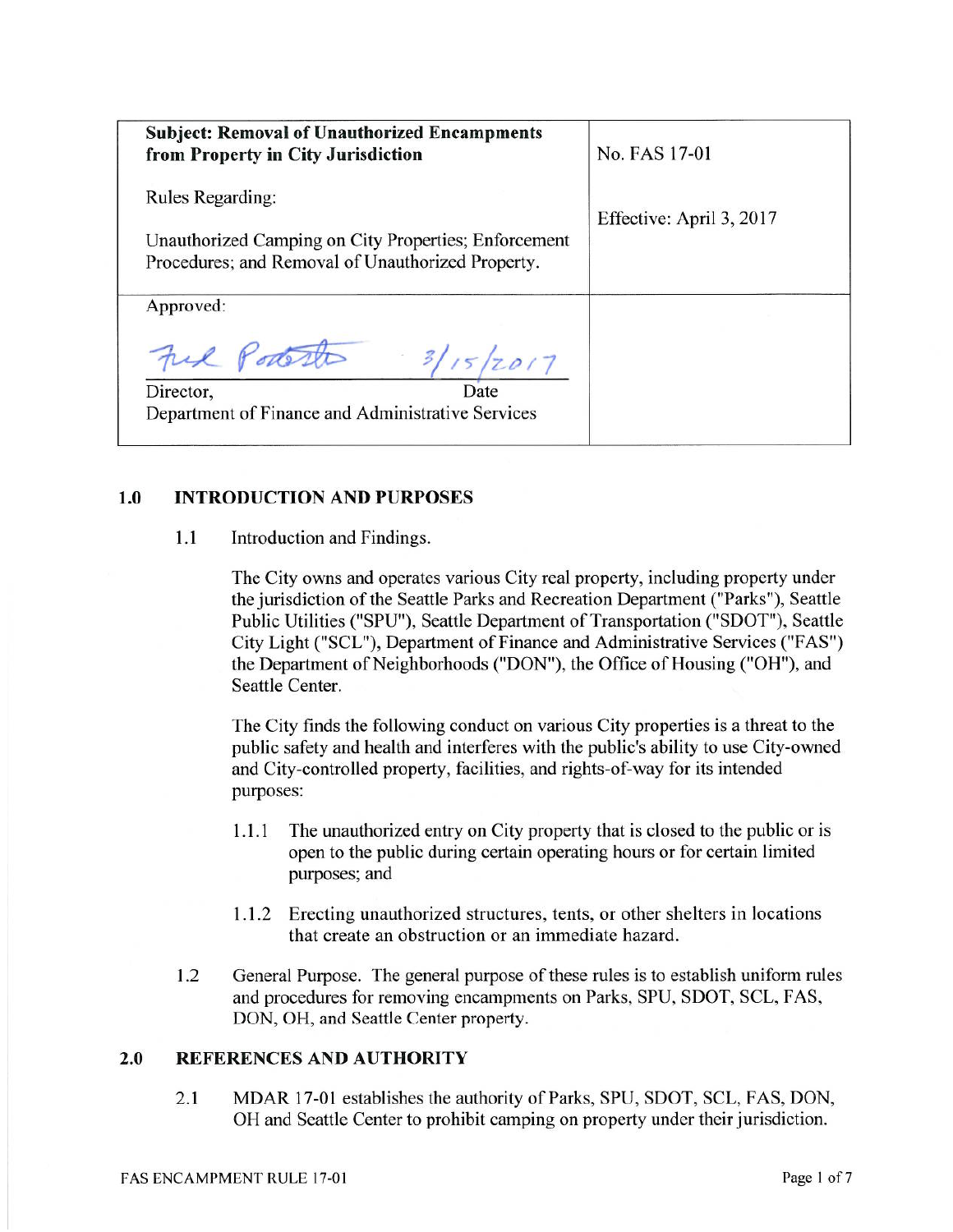| **Subject: Removal of Unauthorized Encampments from Property in City Jurisdiction**<br><br>Rules Regarding:<br><br>Unauthorized Camping on City Properties; Enforcement Procedures; and Removal of Unauthorized Property. | No. FAS 17-01<br><br>Effective: April 3, 2017 |
|---|---|
| Approved:<br><br>Fred Podesta 3/15/2017<br>Director, Date<br>Department of Finance and Administrative Services | |

## 1.0 INTRODUCTION AND PURPOSES

1.1 Introduction and Findings.

The City owns and operates various City real property, including property under the jurisdiction of the Seattle Parks and Recreation Department ("Parks"), Seattle Public Utilities ("SPU"), Seattle Department of Transportation ("SDOT"), Seattle City Light ("SCL"), Department of Finance and Administrative Services ("FAS") the Department of Neighborhoods ("DON"), the Office of Housing ("OH"), and Seattle Center.

The City finds the following conduct on various City properties is a threat to the public safety and health and interferes with the public's ability to use City-owned and City-controlled property, facilities, and rights-of-way for its intended purposes:

1.1.1 The unauthorized entry on City property that is closed to the public or is open to the public during certain operating hours or for certain limited purposes; and

1.1.2 Erecting unauthorized structures, tents, or other shelters in locations that create an obstruction or an immediate hazard.

1.2 General Purpose. The general purpose of these rules is to establish uniform rules and procedures for removing encampments on Parks, SPU, SDOT, SCL, FAS, DON, OH, and Seattle Center property.

## 2.0 REFERENCES AND AUTHORITY

2.1 MDAR 17-01 establishes the authority of Parks, SPU, SDOT, SCL, FAS, DON, OH and Seattle Center to prohibit camping on property under their jurisdiction.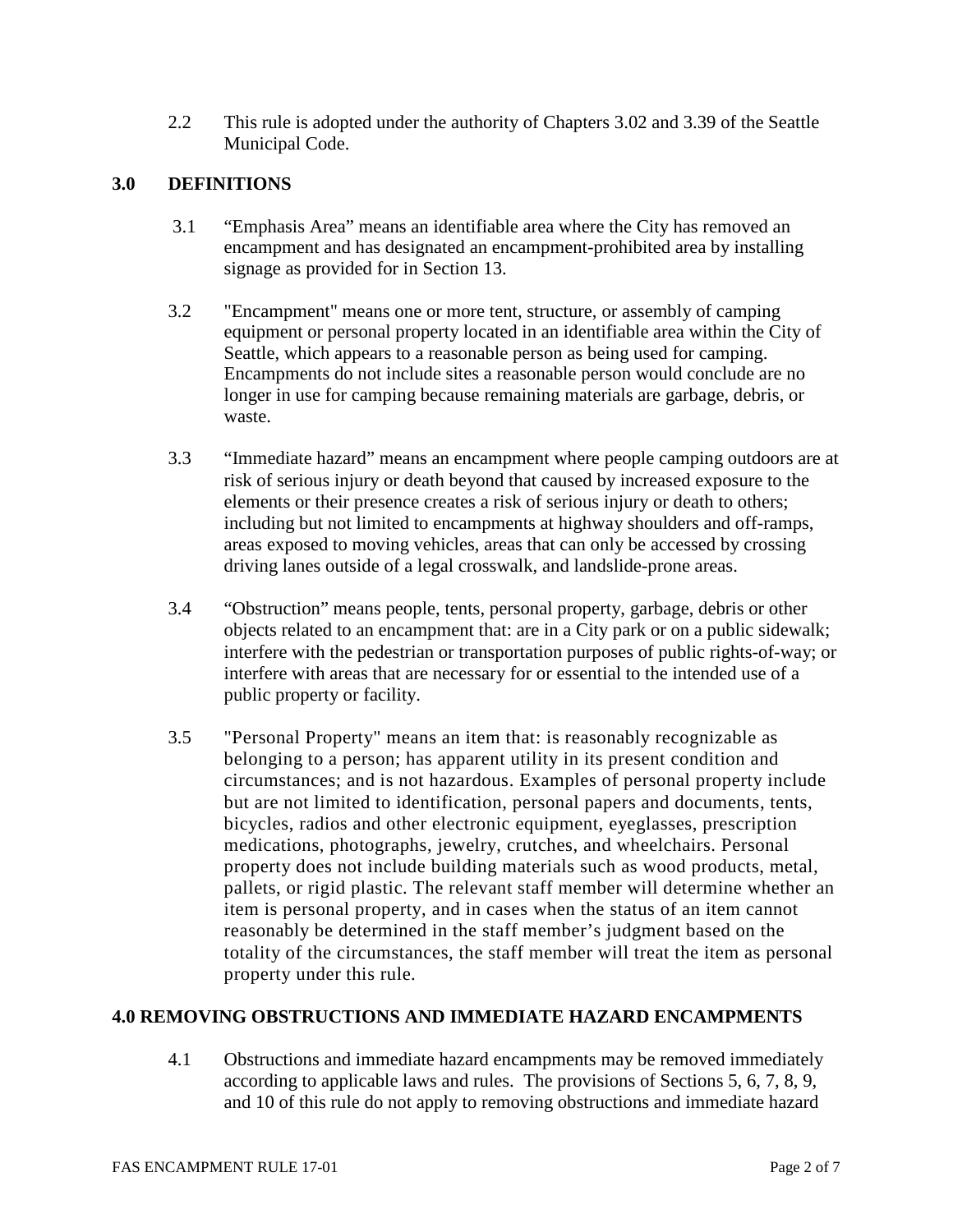2.2 This rule is adopted under the authority of Chapters 3.02 and 3.39 of the Seattle Municipal Code.

## 3.0 DEFINITIONS

3.1 "Emphasis Area" means an identifiable area where the City has removed an encampment and has designated an encampment-prohibited area by installing signage as provided for in Section 13.

3.2 "Encampment" means one or more tent, structure, or assembly of camping equipment or personal property located in an identifiable area within the City of Seattle, which appears to a reasonable person as being used for camping. Encampments do not include sites a reasonable person would conclude are no longer in use for camping because remaining materials are garbage, debris, or waste.

3.3 "Immediate hazard" means an encampment where people camping outdoors are at risk of serious injury or death beyond that caused by increased exposure to the elements or their presence creates a risk of serious injury or death to others; including but not limited to encampments at highway shoulders and off-ramps, areas exposed to moving vehicles, areas that can only be accessed by crossing driving lanes outside of a legal crosswalk, and landslide-prone areas.

3.4 "Obstruction" means people, tents, personal property, garbage, debris or other objects related to an encampment that: are in a City park or on a public sidewalk; interfere with the pedestrian or transportation purposes of public rights-of-way; or interfere with areas that are necessary for or essential to the intended use of a public property or facility.

3.5 "Personal Property" means an item that: is reasonably recognizable as belonging to a person; has apparent utility in its present condition and circumstances; and is not hazardous. Examples of personal property include but are not limited to identification, personal papers and documents, tents, bicycles, radios and other electronic equipment, eyeglasses, prescription medications, photographs, jewelry, crutches, and wheelchairs. Personal property does not include building materials such as wood products, metal, pallets, or rigid plastic. The relevant staff member will determine whether an item is personal property, and in cases when the status of an item cannot reasonably be determined in the staff member's judgment based on the totality of the circumstances, the staff member will treat the item as personal property under this rule.

## 4.0 REMOVING OBSTRUCTIONS AND IMMEDIATE HAZARD ENCAMPMENTS

4.1 Obstructions and immediate hazard encampments may be removed immediately according to applicable laws and rules. The provisions of Sections 5, 6, 7, 8, 9, and 10 of this rule do not apply to removing obstructions and immediate hazard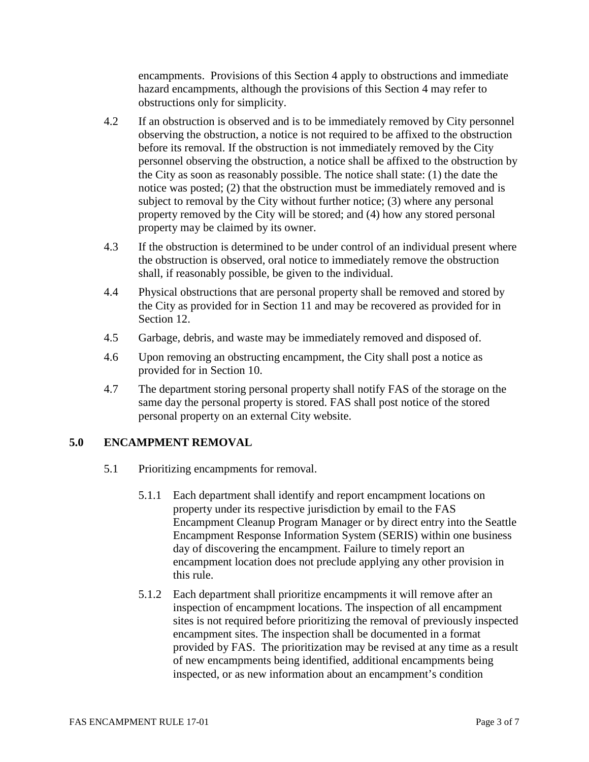encampments. Provisions of this Section 4 apply to obstructions and immediate hazard encampments, although the provisions of this Section 4 may refer to obstructions only for simplicity.

4.2 If an obstruction is observed and is to be immediately removed by City personnel observing the obstruction, a notice is not required to be affixed to the obstruction before its removal. If the obstruction is not immediately removed by the City personnel observing the obstruction, a notice shall be affixed to the obstruction by the City as soon as reasonably possible. The notice shall state: (1) the date the notice was posted; (2) that the obstruction must be immediately removed and is subject to removal by the City without further notice; (3) where any personal property removed by the City will be stored; and (4) how any stored personal property may be claimed by its owner.

4.3 If the obstruction is determined to be under control of an individual present where the obstruction is observed, oral notice to immediately remove the obstruction shall, if reasonably possible, be given to the individual.

4.4 Physical obstructions that are personal property shall be removed and stored by the City as provided for in Section 11 and may be recovered as provided for in Section 12.

4.5 Garbage, debris, and waste may be immediately removed and disposed of.

4.6 Upon removing an obstructing encampment, the City shall post a notice as provided for in Section 10.

4.7 The department storing personal property shall notify FAS of the storage on the same day the personal property is stored. FAS shall post notice of the stored personal property on an external City website.

## 5.0 ENCAMPMENT REMOVAL

5.1 Prioritizing encampments for removal.

5.1.1 Each department shall identify and report encampment locations on property under its respective jurisdiction by email to the FAS Encampment Cleanup Program Manager or by direct entry into the Seattle Encampment Response Information System (SERIS) within one business day of discovering the encampment. Failure to timely report an encampment location does not preclude applying any other provision in this rule.

5.1.2 Each department shall prioritize encampments it will remove after an inspection of encampment locations. The inspection of all encampment sites is not required before prioritizing the removal of previously inspected encampment sites. The inspection shall be documented in a format provided by FAS. The prioritization may be revised at any time as a result of new encampments being identified, additional encampments being inspected, or as new information about an encampment's condition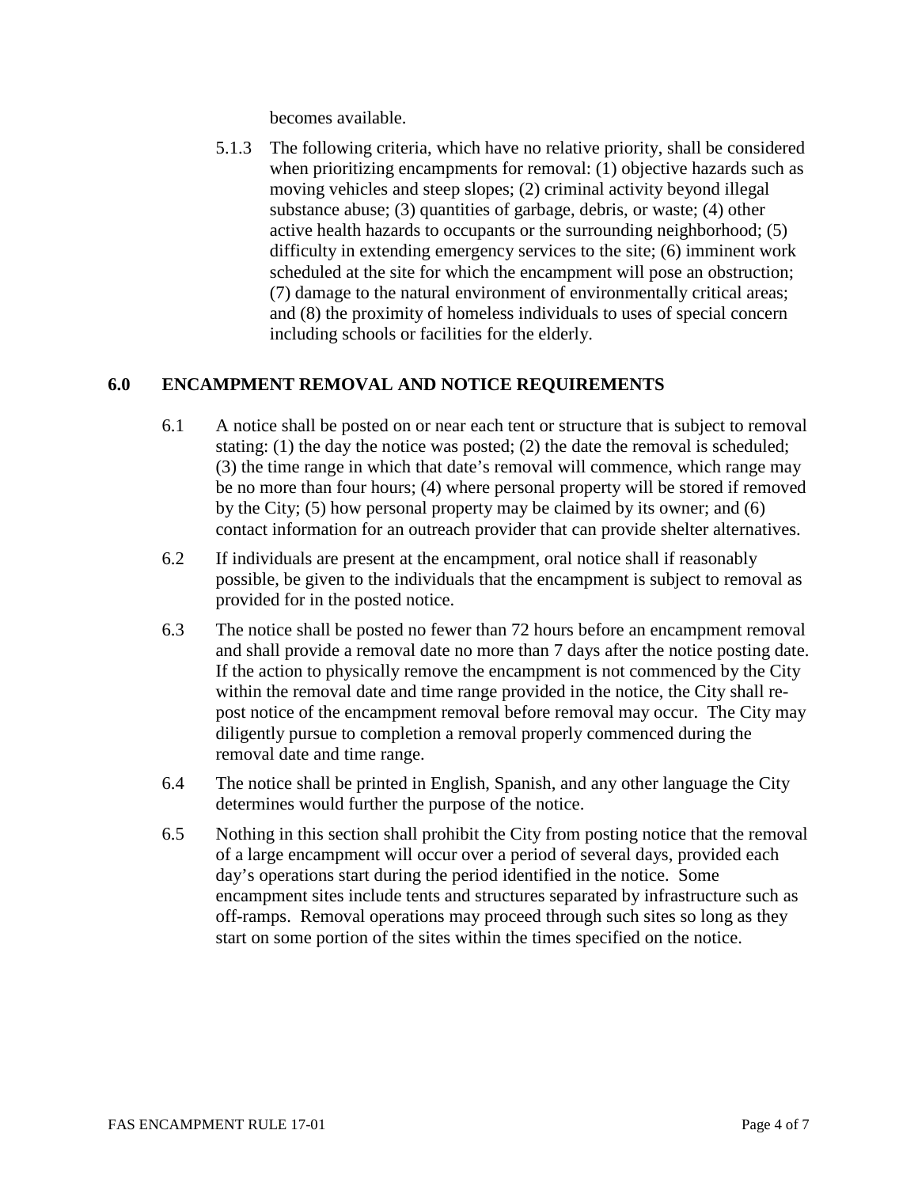becomes available.

5.1.3 The following criteria, which have no relative priority, shall be considered when prioritizing encampments for removal: (1) objective hazards such as moving vehicles and steep slopes; (2) criminal activity beyond illegal substance abuse; (3) quantities of garbage, debris, or waste; (4) other active health hazards to occupants or the surrounding neighborhood; (5) difficulty in extending emergency services to the site; (6) imminent work scheduled at the site for which the encampment will pose an obstruction; (7) damage to the natural environment of environmentally critical areas; and (8) the proximity of homeless individuals to uses of special concern including schools or facilities for the elderly.

## 6.0 ENCAMPMENT REMOVAL AND NOTICE REQUIREMENTS

6.1 A notice shall be posted on or near each tent or structure that is subject to removal stating: (1) the day the notice was posted; (2) the date the removal is scheduled; (3) the time range in which that date's removal will commence, which range may be no more than four hours; (4) where personal property will be stored if removed by the City; (5) how personal property may be claimed by its owner; and (6) contact information for an outreach provider that can provide shelter alternatives.

6.2 If individuals are present at the encampment, oral notice shall if reasonably possible, be given to the individuals that the encampment is subject to removal as provided for in the posted notice.

6.3 The notice shall be posted no fewer than 72 hours before an encampment removal and shall provide a removal date no more than 7 days after the notice posting date. If the action to physically remove the encampment is not commenced by the City within the removal date and time range provided in the notice, the City shall re-post notice of the encampment removal before removal may occur. The City may diligently pursue to completion a removal properly commenced during the removal date and time range.

6.4 The notice shall be printed in English, Spanish, and any other language the City determines would further the purpose of the notice.

6.5 Nothing in this section shall prohibit the City from posting notice that the removal of a large encampment will occur over a period of several days, provided each day's operations start during the period identified in the notice. Some encampment sites include tents and structures separated by infrastructure such as off-ramps. Removal operations may proceed through such sites so long as they start on some portion of the sites within the times specified on the notice.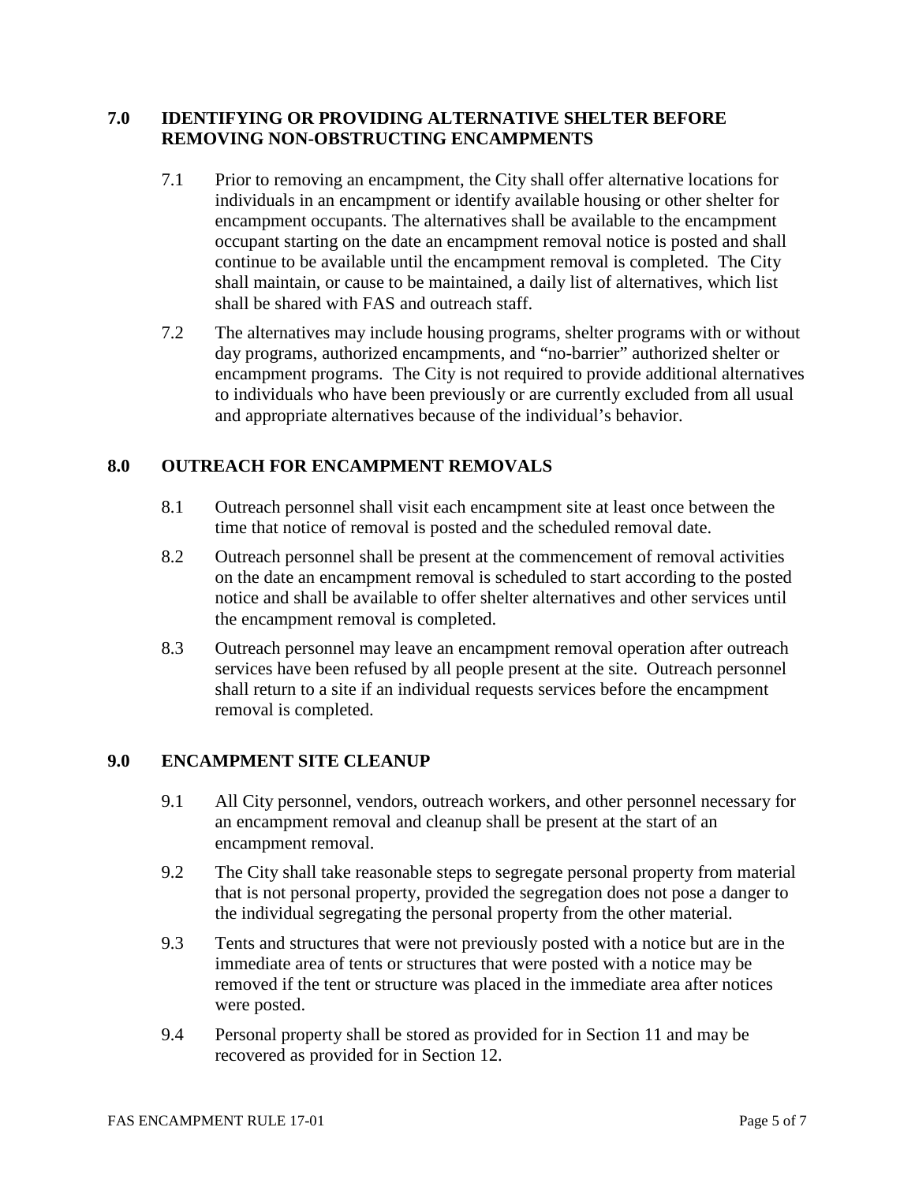## 7.0 IDENTIFYING OR PROVIDING ALTERNATIVE SHELTER BEFORE REMOVING NON-OBSTRUCTING ENCAMPMENTS

7.1 Prior to removing an encampment, the City shall offer alternative locations for individuals in an encampment or identify available housing or other shelter for encampment occupants. The alternatives shall be available to the encampment occupant starting on the date an encampment removal notice is posted and shall continue to be available until the encampment removal is completed. The City shall maintain, or cause to be maintained, a daily list of alternatives, which list shall be shared with FAS and outreach staff.

7.2 The alternatives may include housing programs, shelter programs with or without day programs, authorized encampments, and "no-barrier" authorized shelter or encampment programs. The City is not required to provide additional alternatives to individuals who have been previously or are currently excluded from all usual and appropriate alternatives because of the individual's behavior.

## 8.0 OUTREACH FOR ENCAMPMENT REMOVALS

8.1 Outreach personnel shall visit each encampment site at least once between the time that notice of removal is posted and the scheduled removal date.

8.2 Outreach personnel shall be present at the commencement of removal activities on the date an encampment removal is scheduled to start according to the posted notice and shall be available to offer shelter alternatives and other services until the encampment removal is completed.

8.3 Outreach personnel may leave an encampment removal operation after outreach services have been refused by all people present at the site. Outreach personnel shall return to a site if an individual requests services before the encampment removal is completed.

## 9.0 ENCAMPMENT SITE CLEANUP

9.1 All City personnel, vendors, outreach workers, and other personnel necessary for an encampment removal and cleanup shall be present at the start of an encampment removal.

9.2 The City shall take reasonable steps to segregate personal property from material that is not personal property, provided the segregation does not pose a danger to the individual segregating the personal property from the other material.

9.3 Tents and structures that were not previously posted with a notice but are in the immediate area of tents or structures that were posted with a notice may be removed if the tent or structure was placed in the immediate area after notices were posted.

9.4 Personal property shall be stored as provided for in Section 11 and may be recovered as provided for in Section 12.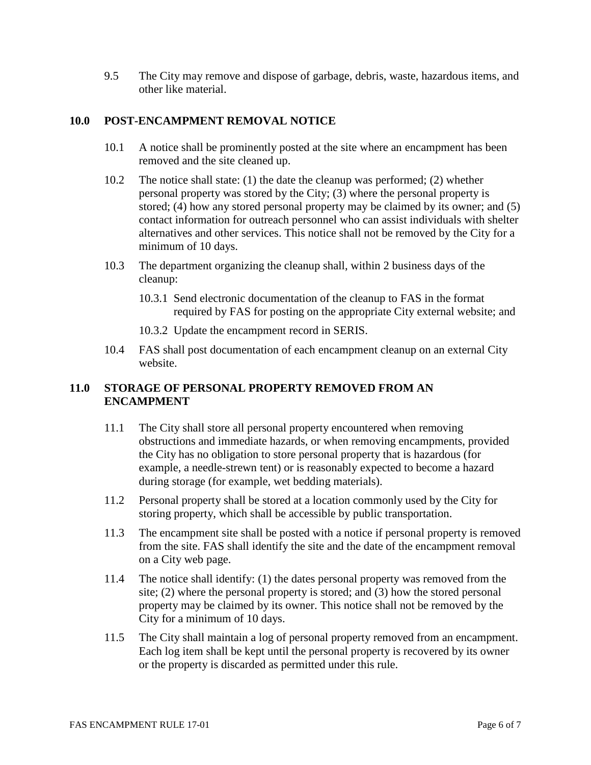9.5 The City may remove and dispose of garbage, debris, waste, hazardous items, and other like material.

## 10.0 POST-ENCAMPMENT REMOVAL NOTICE

10.1 A notice shall be prominently posted at the site where an encampment has been removed and the site cleaned up.

10.2 The notice shall state: (1) the date the cleanup was performed; (2) whether personal property was stored by the City; (3) where the personal property is stored; (4) how any stored personal property may be claimed by its owner; and (5) contact information for outreach personnel who can assist individuals with shelter alternatives and other services. This notice shall not be removed by the City for a minimum of 10 days.

10.3 The department organizing the cleanup shall, within 2 business days of the cleanup:

10.3.1 Send electronic documentation of the cleanup to FAS in the format required by FAS for posting on the appropriate City external website; and

10.3.2 Update the encampment record in SERIS.

10.4 FAS shall post documentation of each encampment cleanup on an external City website.

## 11.0 STORAGE OF PERSONAL PROPERTY REMOVED FROM AN ENCAMPMENT

11.1 The City shall store all personal property encountered when removing obstructions and immediate hazards, or when removing encampments, provided the City has no obligation to store personal property that is hazardous (for example, a needle-strewn tent) or is reasonably expected to become a hazard during storage (for example, wet bedding materials).

11.2 Personal property shall be stored at a location commonly used by the City for storing property, which shall be accessible by public transportation.

11.3 The encampment site shall be posted with a notice if personal property is removed from the site. FAS shall identify the site and the date of the encampment removal on a City web page.

11.4 The notice shall identify: (1) the dates personal property was removed from the site; (2) where the personal property is stored; and (3) how the stored personal property may be claimed by its owner. This notice shall not be removed by the City for a minimum of 10 days.

11.5 The City shall maintain a log of personal property removed from an encampment. Each log item shall be kept until the personal property is recovered by its owner or the property is discarded as permitted under this rule.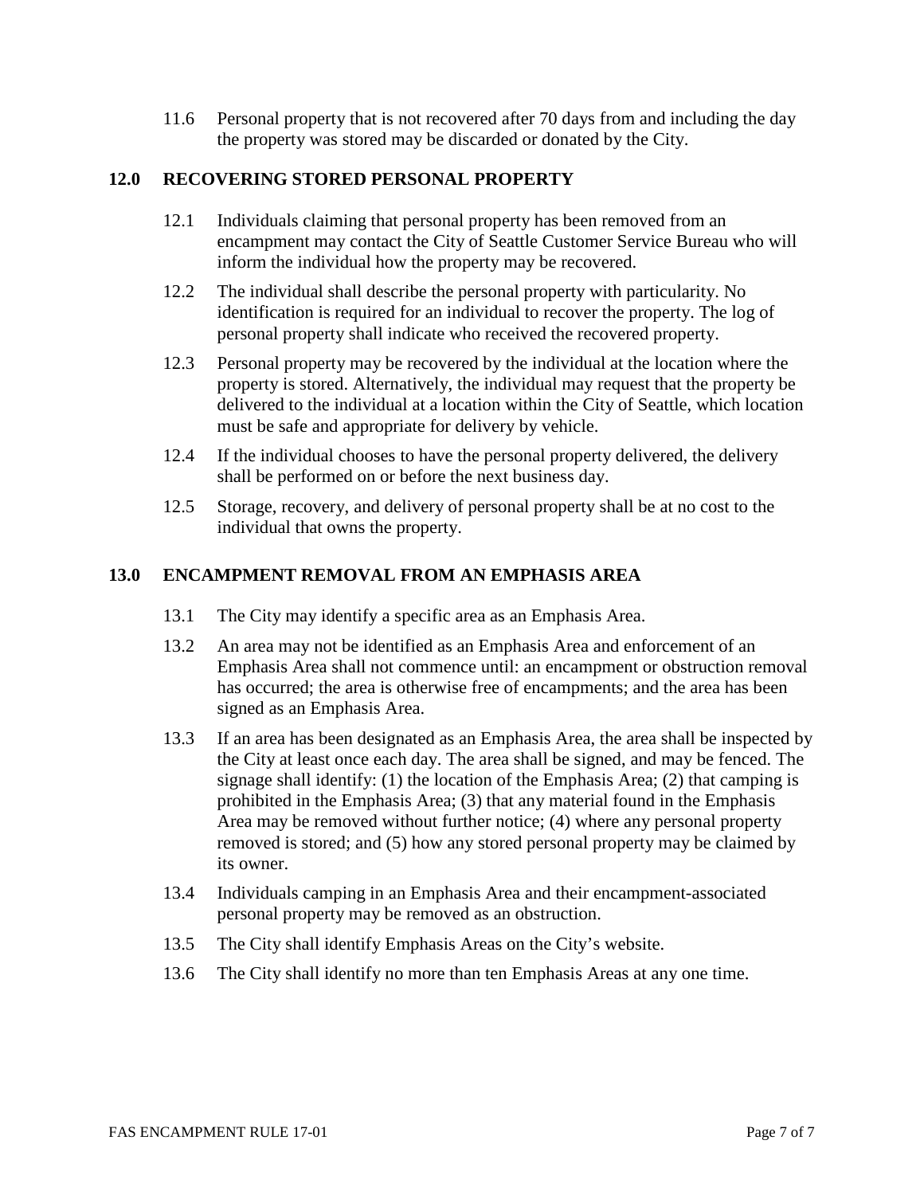11.6 Personal property that is not recovered after 70 days from and including the day the property was stored may be discarded or donated by the City.

## 12.0 RECOVERING STORED PERSONAL PROPERTY

12.1 Individuals claiming that personal property has been removed from an encampment may contact the City of Seattle Customer Service Bureau who will inform the individual how the property may be recovered.

12.2 The individual shall describe the personal property with particularity. No identification is required for an individual to recover the property. The log of personal property shall indicate who received the recovered property.

12.3 Personal property may be recovered by the individual at the location where the property is stored. Alternatively, the individual may request that the property be delivered to the individual at a location within the City of Seattle, which location must be safe and appropriate for delivery by vehicle.

12.4 If the individual chooses to have the personal property delivered, the delivery shall be performed on or before the next business day.

12.5 Storage, recovery, and delivery of personal property shall be at no cost to the individual that owns the property.

## 13.0 ENCAMPMENT REMOVAL FROM AN EMPHASIS AREA

13.1 The City may identify a specific area as an Emphasis Area.

13.2 An area may not be identified as an Emphasis Area and enforcement of an Emphasis Area shall not commence until: an encampment or obstruction removal has occurred; the area is otherwise free of encampments; and the area has been signed as an Emphasis Area.

13.3 If an area has been designated as an Emphasis Area, the area shall be inspected by the City at least once each day. The area shall be signed, and may be fenced. The signage shall identify: (1) the location of the Emphasis Area; (2) that camping is prohibited in the Emphasis Area; (3) that any material found in the Emphasis Area may be removed without further notice; (4) where any personal property removed is stored; and (5) how any stored personal property may be claimed by its owner.

13.4 Individuals camping in an Emphasis Area and their encampment-associated personal property may be removed as an obstruction.

13.5 The City shall identify Emphasis Areas on the City's website.

13.6 The City shall identify no more than ten Emphasis Areas at any one time.